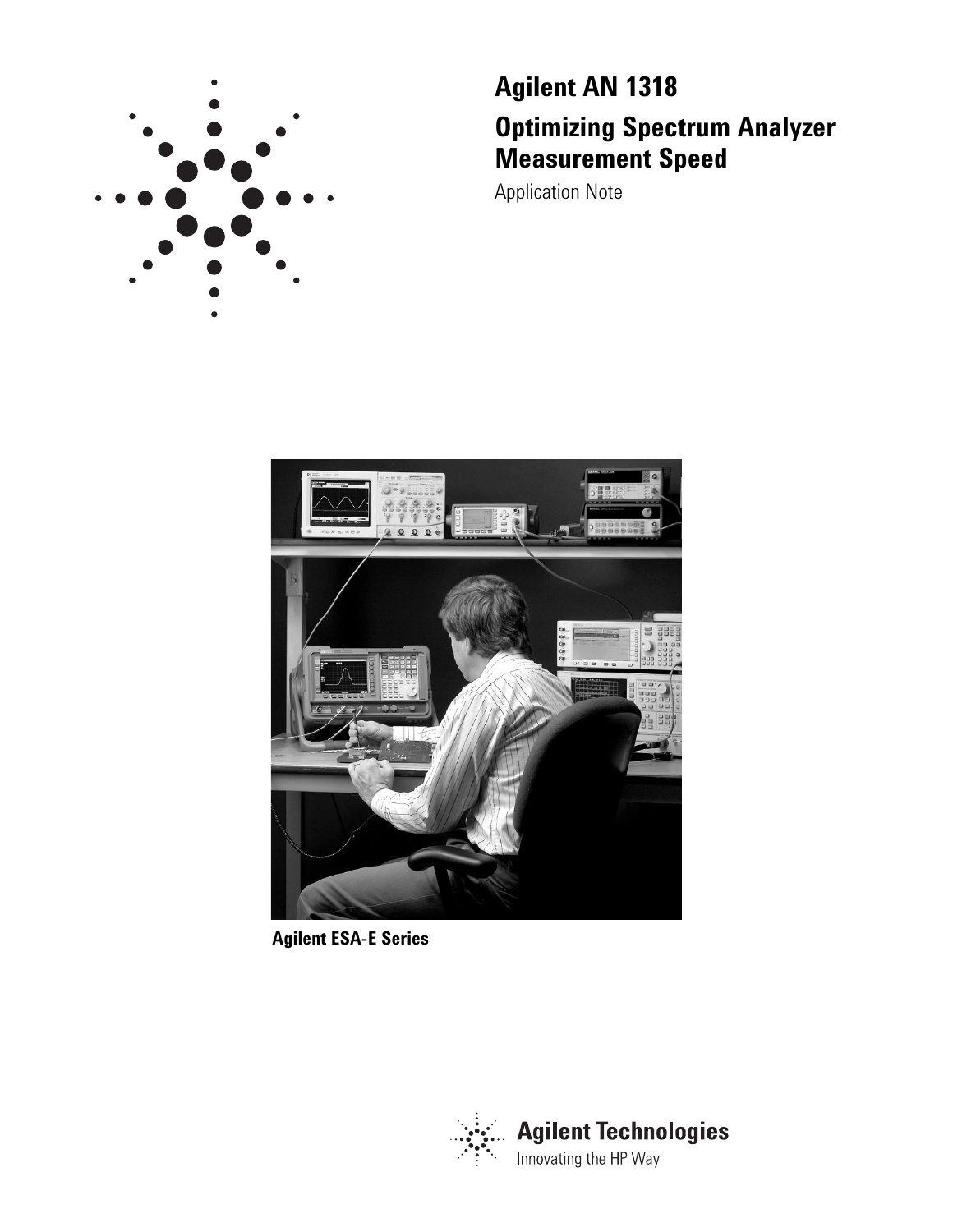# Agilent AN 1318

## Optimizing Spectrum Analyzer Measurement Speed

Application Note

**Agilent ESA-E Series**

Agilent Technologies

Innovating the HP Way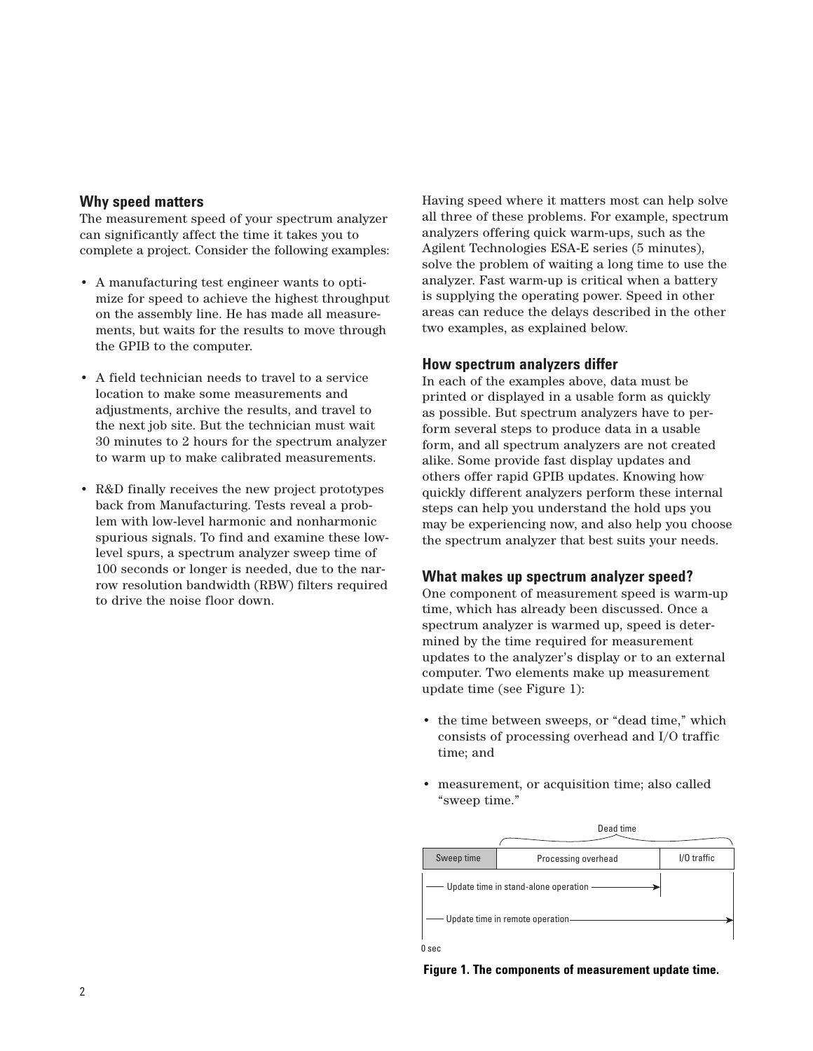## Why speed matters

The measurement speed of your spectrum analyzer can significantly affect the time it takes you to complete a project. Consider the following examples:

- A manufacturing test engineer wants to optimize for speed to achieve the highest throughput on the assembly line. He has made all measurements, but waits for the results to move through the GPIB to the computer.
- A field technician needs to travel to a service location to make some measurements and adjustments, archive the results, and travel to the next job site. But the technician must wait 30 minutes to 2 hours for the spectrum analyzer to warm up to make calibrated measurements.
- R&D finally receives the new project prototypes back from Manufacturing. Tests reveal a problem with low-level harmonic and nonharmonic spurious signals. To find and examine these low-level spurs, a spectrum analyzer sweep time of 100 seconds or longer is needed, due to the narrow resolution bandwidth (RBW) filters required to drive the noise floor down.

Having speed where it matters most can help solve all three of these problems. For example, spectrum analyzers offering quick warm-ups, such as the Agilent Technologies ESA-E series (5 minutes), solve the problem of waiting a long time to use the analyzer. Fast warm-up is critical when a battery is supplying the operating power. Speed in other areas can reduce the delays described in the other two examples, as explained below.

## How spectrum analyzers differ

In each of the examples above, data must be printed or displayed in a usable form as quickly as possible. But spectrum analyzers have to perform several steps to produce data in a usable form, and all spectrum analyzers are not created alike. Some provide fast display updates and others offer rapid GPIB updates. Knowing how quickly different analyzers perform these internal steps can help you understand the hold ups you may be experiencing now, and also help you choose the spectrum analyzer that best suits your needs.

## What makes up spectrum analyzer speed?

One component of measurement speed is warm-up time, which has already been discussed. Once a spectrum analyzer is warmed up, speed is determined by the time required for measurement updates to the analyzer's display or to an external computer. Two elements make up measurement update time (see Figure 1):

- the time between sweeps, or "dead time," which consists of processing overhead and I/O traffic time; and
- measurement, or acquisition time; also called "sweep time."

| Sweep time | Processing overhead | I/O traffic |
| --- | --- | --- |
| | Dead time | |

Update time in stand-alone operation: Sweep time + Processing overhead (from 0 sec)

Update time in remote operation: Sweep time + Processing overhead + I/O traffic (from 0 sec)

**Figure 1. The components of measurement update time.**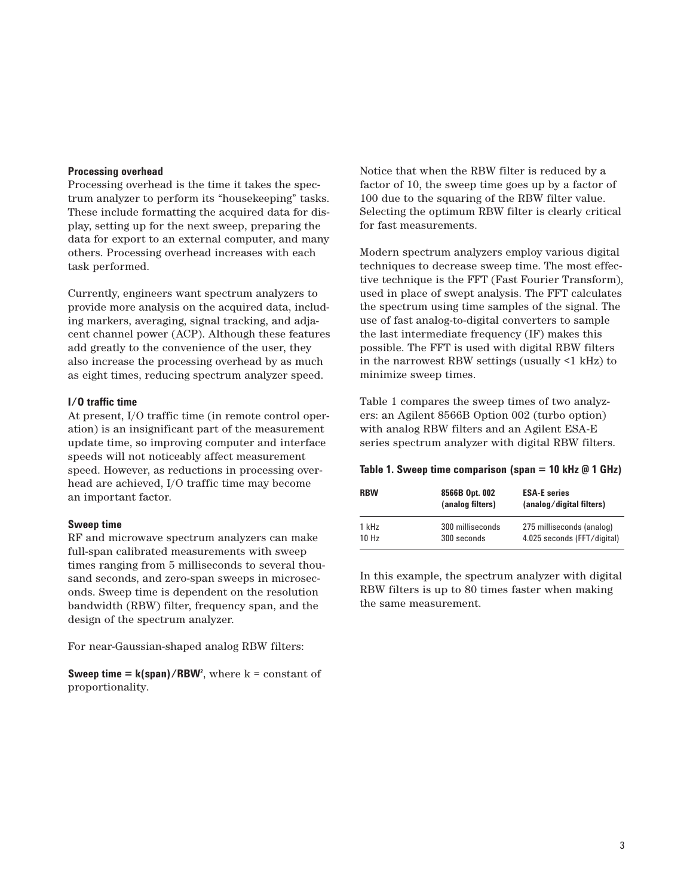### Processing overhead

Processing overhead is the time it takes the spectrum analyzer to perform its "housekeeping" tasks. These include formatting the acquired data for display, setting up for the next sweep, preparing the data for export to an external computer, and many others. Processing overhead increases with each task performed.

Currently, engineers want spectrum analyzers to provide more analysis on the acquired data, including markers, averaging, signal tracking, and adjacent channel power (ACP). Although these features add greatly to the convenience of the user, they also increase the processing overhead by as much as eight times, reducing spectrum analyzer speed.

### I/O traffic time

At present, I/O traffic time (in remote control operation) is an insignificant part of the measurement update time, so improving computer and interface speeds will not noticeably affect measurement speed. However, as reductions in processing overhead are achieved, I/O traffic time may become an important factor.

### Sweep time

RF and microwave spectrum analyzers can make full-span calibrated measurements with sweep times ranging from 5 milliseconds to several thousand seconds, and zero-span sweeps in microseconds. Sweep time is dependent on the resolution bandwidth (RBW) filter, frequency span, and the design of the spectrum analyzer.

For near-Gaussian-shaped analog RBW filters:

**Sweep time = k(span)/RBW$^2$**, where k = constant of proportionality.

Notice that when the RBW filter is reduced by a factor of 10, the sweep time goes up by a factor of 100 due to the squaring of the RBW filter value. Selecting the optimum RBW filter is clearly critical for fast measurements.

Modern spectrum analyzers employ various digital techniques to decrease sweep time. The most effective technique is the FFT (Fast Fourier Transform), used in place of swept analysis. The FFT calculates the spectrum using time samples of the signal. The use of fast analog-to-digital converters to sample the last intermediate frequency (IF) makes this possible. The FFT is used with digital RBW filters in the narrowest RBW settings (usually <1 kHz) to minimize sweep times.

Table 1 compares the sweep times of two analyzers: an Agilent 8566B Option 002 (turbo option) with analog RBW filters and an Agilent ESA-E series spectrum analyzer with digital RBW filters.

**Table 1. Sweep time comparison (span = 10 kHz @ 1 GHz)**

| RBW | 8566B Opt. 002 (analog filters) | ESA-E series (analog/digital filters) |
|---|---|---|
| 1 kHz | 300 milliseconds | 275 milliseconds (analog) |
| 10 Hz | 300 seconds | 4.025 seconds (FFT/digital) |

In this example, the spectrum analyzer with digital RBW filters is up to 80 times faster when making the same measurement.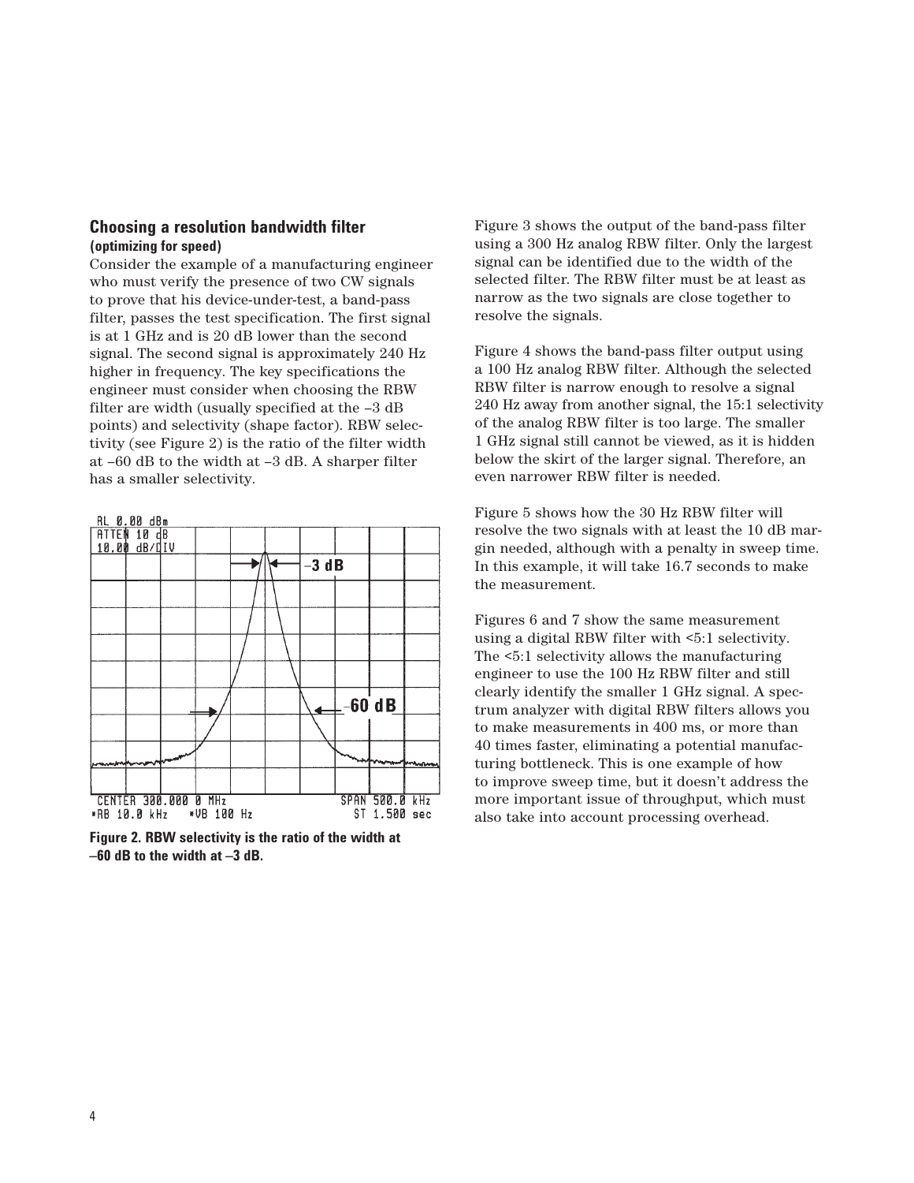### Choosing a resolution bandwidth filter

**(optimizing for speed)**

Consider the example of a manufacturing engineer who must verify the presence of two CW signals to prove that his device-under-test, a band-pass filter, passes the test specification. The first signal is at 1 GHz and is 20 dB lower than the second signal. The second signal is approximately 240 Hz higher in frequency. The key specifications the engineer must consider when choosing the RBW filter are width (usually specified at the –3 dB points) and selectivity (shape factor). RBW selectivity (see Figure 2) is the ratio of the filter width at –60 dB to the width at –3 dB. A sharper filter has a smaller selectivity.

**Figure 2. RBW selectivity is the ratio of the width at –60 dB to the width at –3 dB.**

Figure 3 shows the output of the band-pass filter using a 300 Hz analog RBW filter. Only the largest signal can be identified due to the width of the selected filter. The RBW filter must be at least as narrow as the two signals are close together to resolve the signals.

Figure 4 shows the band-pass filter output using a 100 Hz analog RBW filter. Although the selected RBW filter is narrow enough to resolve a signal 240 Hz away from another signal, the 15:1 selectivity of the analog RBW filter is too large. The smaller 1 GHz signal still cannot be viewed, as it is hidden below the skirt of the larger signal. Therefore, an even narrower RBW filter is needed.

Figure 5 shows how the 30 Hz RBW filter will resolve the two signals with at least the 10 dB margin needed, although with a penalty in sweep time. In this example, it will take 16.7 seconds to make the measurement.

Figures 6 and 7 show the same measurement using a digital RBW filter with <5:1 selectivity. The <5:1 selectivity allows the manufacturing engineer to use the 100 Hz RBW filter and still clearly identify the smaller 1 GHz signal. A spectrum analyzer with digital RBW filters allows you to make measurements in 400 ms, or more than 40 times faster, eliminating a potential manufacturing bottleneck. This is one example of how to improve sweep time, but it doesn't address the more important issue of throughput, which must also take into account processing overhead.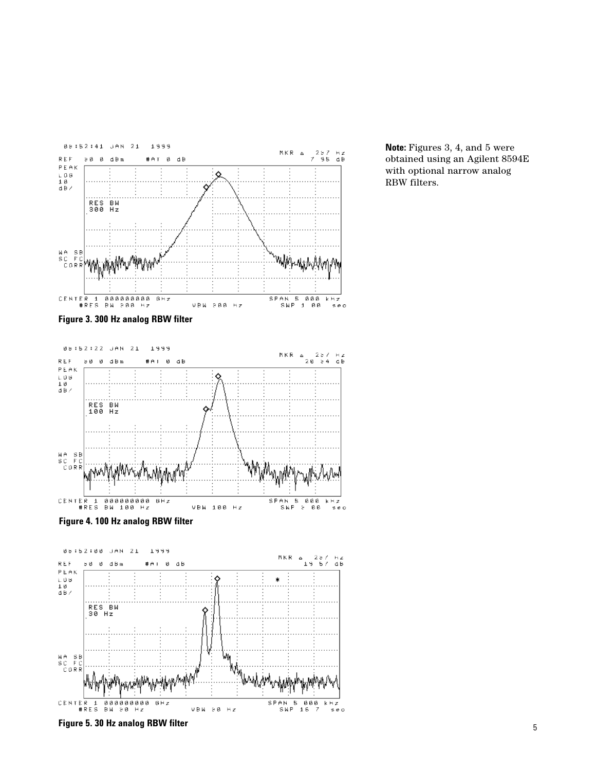**Note:** Figures 3, 4, and 5 were obtained using an Agilent 8594E with optional narrow analog RBW filters.

**Figure 3. 300 Hz analog RBW filter**

**Figure 4. 100 Hz analog RBW filter**

**Figure 5. 30 Hz analog RBW filter**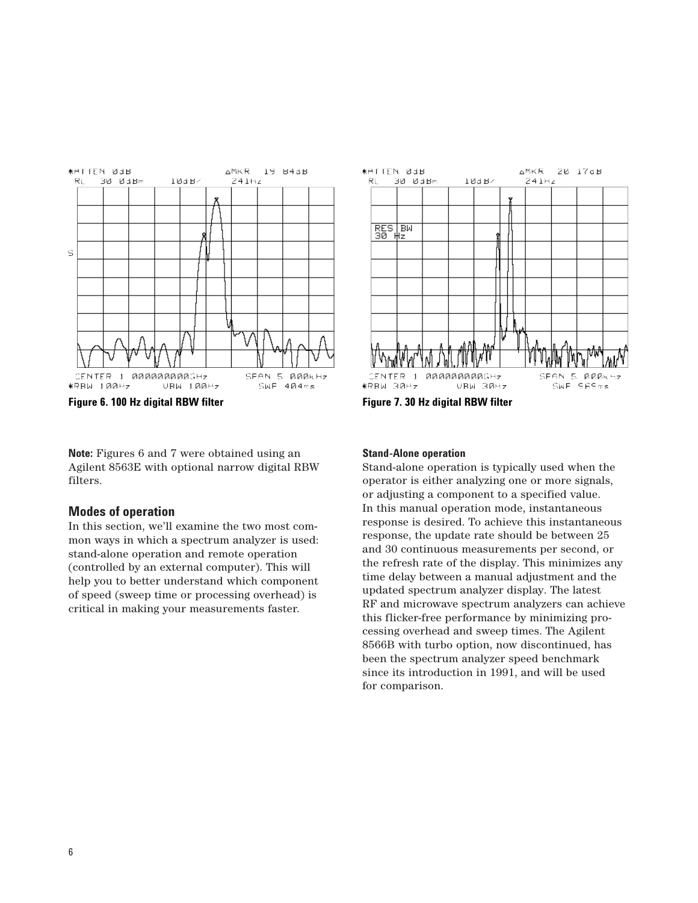Figure 6. 100 Hz digital RBW filter

Figure 7. 30 Hz digital RBW filter

**Note:** Figures 6 and 7 were obtained using an Agilent 8563E with optional narrow digital RBW filters.

## Modes of operation

In this section, we'll examine the two most common ways in which a spectrum analyzer is used: stand-alone operation and remote operation (controlled by an external computer). This will help you to better understand which component of speed (sweep time or processing overhead) is critical in making your measurements faster.

#### Stand-Alone operation

Stand-alone operation is typically used when the operator is either analyzing one or more signals, or adjusting a component to a specified value. In this manual operation mode, instantaneous response is desired. To achieve this instantaneous response, the update rate should be between 25 and 30 continuous measurements per second, or the refresh rate of the display. This minimizes any time delay between a manual adjustment and the updated spectrum analyzer display. The latest RF and microwave spectrum analyzers can achieve this flicker-free performance by minimizing processing overhead and sweep times. The Agilent 8566B with turbo option, now discontinued, has been the spectrum analyzer speed benchmark since its introduction in 1991, and will be used for comparison.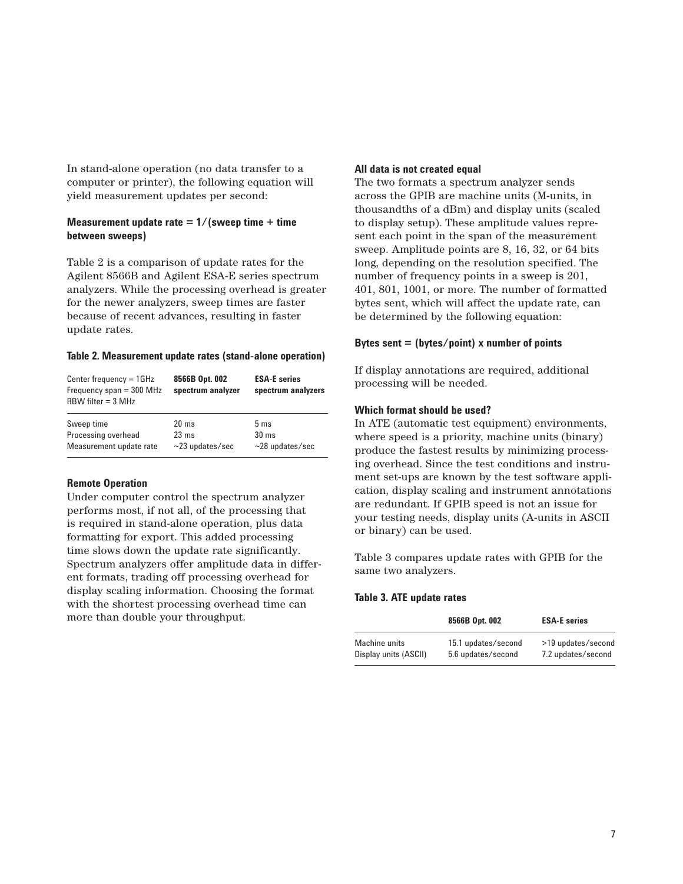In stand-alone operation (no data transfer to a computer or printer), the following equation will yield measurement updates per second:

**Measurement update rate = 1/(sweep time + time between sweeps)**

Table 2 is a comparison of update rates for the Agilent 8566B and Agilent ESA-E series spectrum analyzers. While the processing overhead is greater for the newer analyzers, sweep times are faster because of recent advances, resulting in faster update rates.

**Table 2. Measurement update rates (stand-alone operation)**

| Center frequency = 1GHz<br>Frequency span = 300 MHz<br>RBW filter = 3 MHz | 8566B Opt. 002 spectrum analyzer | ESA-E series spectrum analyzers |
|---|---|---|
| Sweep time | 20 ms | 5 ms |
| Processing overhead | 23 ms | 30 ms |
| Measurement update rate | ~23 updates/sec | ~28 updates/sec |

### Remote Operation

Under computer control the spectrum analyzer performs most, if not all, of the processing that is required in stand-alone operation, plus data formatting for export. This added processing time slows down the update rate significantly. Spectrum analyzers offer amplitude data in different formats, trading off processing overhead for display scaling information. Choosing the format with the shortest processing overhead time can more than double your throughput.

### All data is not created equal

The two formats a spectrum analyzer sends across the GPIB are machine units (M-units, in thousandths of a dBm) and display units (scaled to display setup). These amplitude values represent each point in the span of the measurement sweep. Amplitude points are 8, 16, 32, or 64 bits long, depending on the resolution specified. The number of frequency points in a sweep is 201, 401, 801, 1001, or more. The number of formatted bytes sent, which will affect the update rate, can be determined by the following equation:

**Bytes sent = (bytes/point) x number of points**

If display annotations are required, additional processing will be needed.

### Which format should be used?

In ATE (automatic test equipment) environments, where speed is a priority, machine units (binary) produce the fastest results by minimizing processing overhead. Since the test conditions and instrument set-ups are known by the test software application, display scaling and instrument annotations are redundant. If GPIB speed is not an issue for your testing needs, display units (A-units in ASCII or binary) can be used.

Table 3 compares update rates with GPIB for the same two analyzers.

**Table 3. ATE update rates**

| | 8566B Opt. 002 | ESA-E series |
|---|---|---|
| Machine units | 15.1 updates/second | >19 updates/second |
| Display units (ASCII) | 5.6 updates/second | 7.2 updates/second |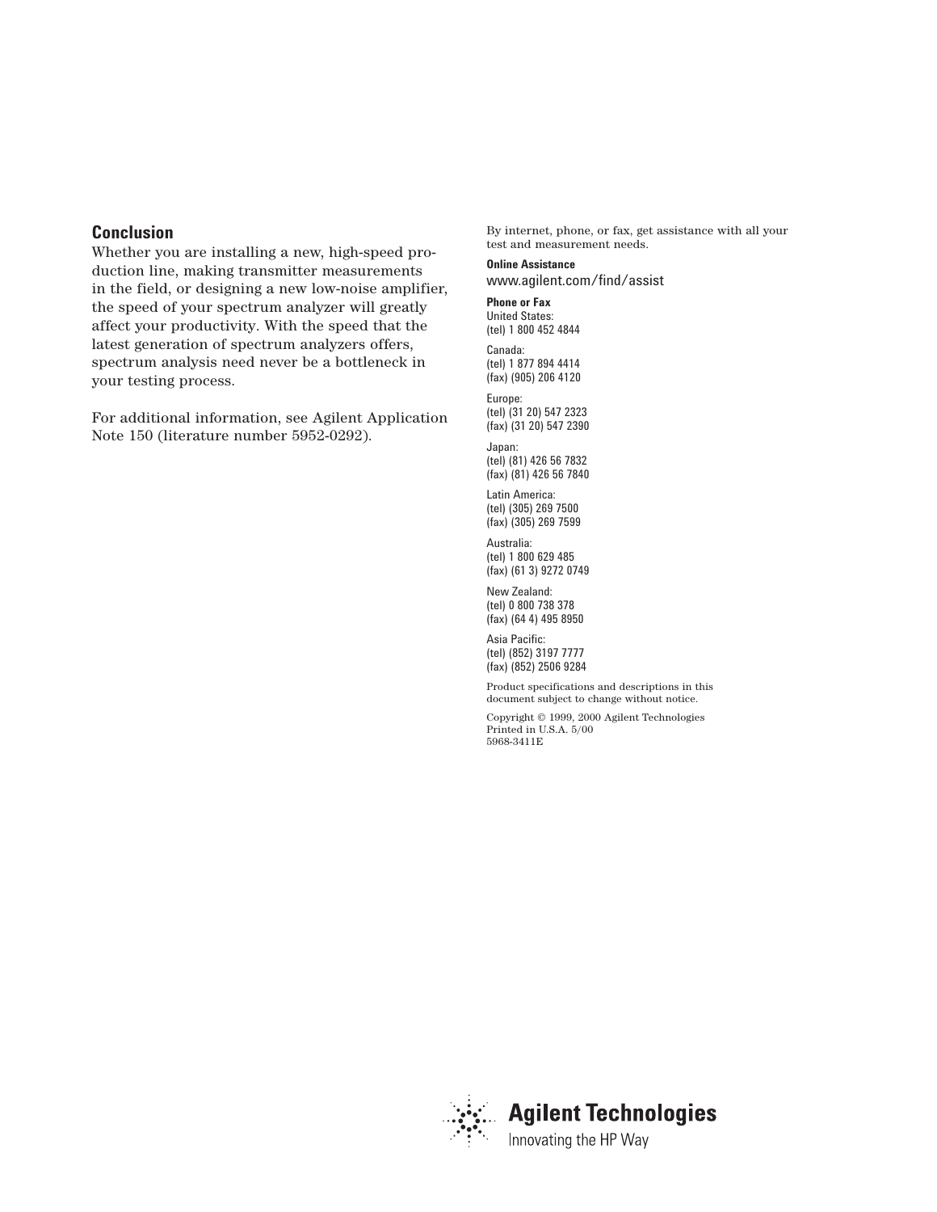## Conclusion

Whether you are installing a new, high-speed production line, making transmitter measurements in the field, or designing a new low-noise amplifier, the speed of your spectrum analyzer will greatly affect your productivity. With the speed that the latest generation of spectrum analyzers offers, spectrum analysis need never be a bottleneck in your testing process.

For additional information, see Agilent Application Note 150 (literature number 5952-0292).

By internet, phone, or fax, get assistance with all your test and measurement needs.

**Online Assistance**
www.agilent.com/find/assist

**Phone or Fax**

United States:
(tel) 1 800 452 4844

Canada:
(tel) 1 877 894 4414
(fax) (905) 206 4120

Europe:
(tel) (31 20) 547 2323
(fax) (31 20) 547 2390

Japan:
(tel) (81) 426 56 7832
(fax) (81) 426 56 7840

Latin America:
(tel) (305) 269 7500
(fax) (305) 269 7599

Australia:
(tel) 1 800 629 485
(fax) (61 3) 9272 0749

New Zealand:
(tel) 0 800 738 378
(fax) (64 4) 495 8950

Asia Pacific:
(tel) (852) 3197 7777
(fax) (852) 2506 9284

Product specifications and descriptions in this document subject to change without notice.

Copyright © 1999, 2000 Agilent Technologies
Printed in U.S.A. 5/00
5968-3411E

**Agilent Technologies**
Innovating the HP Way